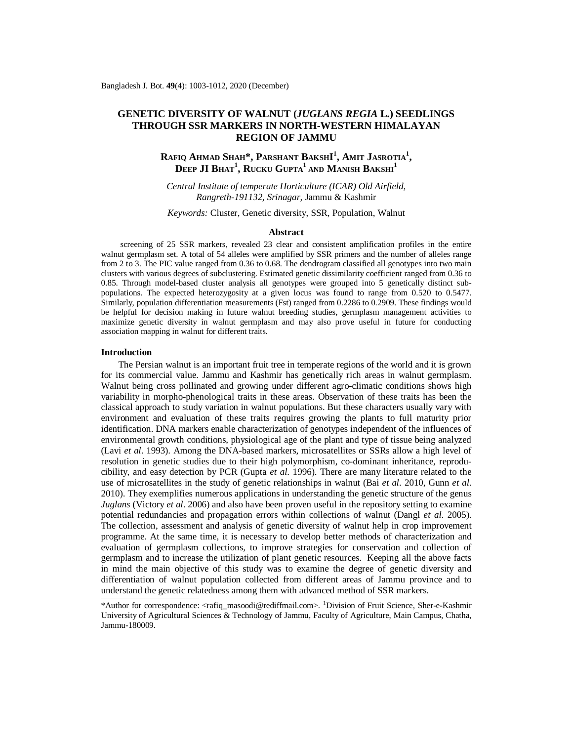# GENETIC DIVERSITY OF WALNUT (*JUGLANS REGIA* L.) SEEDLINGS THROUGH SSR MARKERS IN NORTH-WESTERN HIMALAYAN REGION OF JAMMU

**Rafiq Ahmad Shah\*, Parshant Bakshi[1], Amit Jasrotia[1], Deep Ji Bhat[1], Rucku Gupta[1] and Manish Bakshi[1]**

*Central Institute of temperate Horticulture (ICAR) Old Airfield, Rangreth-191132, Srinagar,* Jammu & Kashmir

*Keywords:* Cluster, Genetic diversity, SSR, Population, Walnut

## Abstract

screening of 25 SSR markers, revealed 23 clear and consistent amplification profiles in the entire walnut germplasm set. A total of 54 alleles were amplified by SSR primers and the number of alleles range from 2 to 3. The PIC value ranged from 0.36 to 0.68. The dendrogram classified all genotypes into two main clusters with various degrees of subclustering. Estimated genetic dissimilarity coefficient ranged from 0.36 to 0.85. Through model-based cluster analysis all genotypes were grouped into 5 genetically distinct sub-populations. The expected heterozygosity at a given locus was found to range from 0.520 to 0.5477. Similarly, population differentiation measurements (Fst) ranged from 0.2286 to 0.2909. These findings would be helpful for decision making in future walnut breeding studies, germplasm management activities to maximize genetic diversity in walnut germplasm and may also prove useful in future for conducting association mapping in walnut for different traits.

## Introduction

The Persian walnut is an important fruit tree in temperate regions of the world and it is grown for its commercial value. Jammu and Kashmir has genetically rich areas in walnut germplasm. Walnut being cross pollinated and growing under different agro-climatic conditions shows high variability in morpho-phenological traits in these areas. Observation of these traits has been the classical approach to study variation in walnut populations. But these characters usually vary with environment and evaluation of these traits requires growing the plants to full maturity prior identification. DNA markers enable characterization of genotypes independent of the influences of environmental growth conditions, physiological age of the plant and type of tissue being analyzed (Lavi *et al*. 1993). Among the DNA-based markers, microsatellites or SSRs allow a high level of resolution in genetic studies due to their high polymorphism, co-dominant inheritance, reproducibility, and easy detection by PCR (Gupta *et al.* 1996). There are many literature related to the use of microsatellites in the study of genetic relationships in walnut (Bai *et al*. 2010, Gunn *et al*. 2010). They exemplifies numerous applications in understanding the genetic structure of the genus *Juglans* (Victory *et al*. 2006) and also have been proven useful in the repository setting to examine potential redundancies and propagation errors within collections of walnut (Dangl *et al.* 2005). The collection, assessment and analysis of genetic diversity of walnut help in crop improvement programme. At the same time, it is necessary to develop better methods of characterization and evaluation of germplasm collections, to improve strategies for conservation and collection of germplasm and to increase the utilization of plant genetic resources. Keeping all the above facts in mind the main objective of this study was to examine the degree of genetic diversity and differentiation of walnut population collected from different areas of Jammu province and to understand the genetic relatedness among them with advanced method of SSR markers.

---

\*Author for correspondence: <rafiq_masoodi@rediffmail.com>. [1]Division of Fruit Science, Sher-e-Kashmir University of Agricultural Sciences & Technology of Jammu, Faculty of Agriculture, Main Campus, Chatha, Jammu-180009.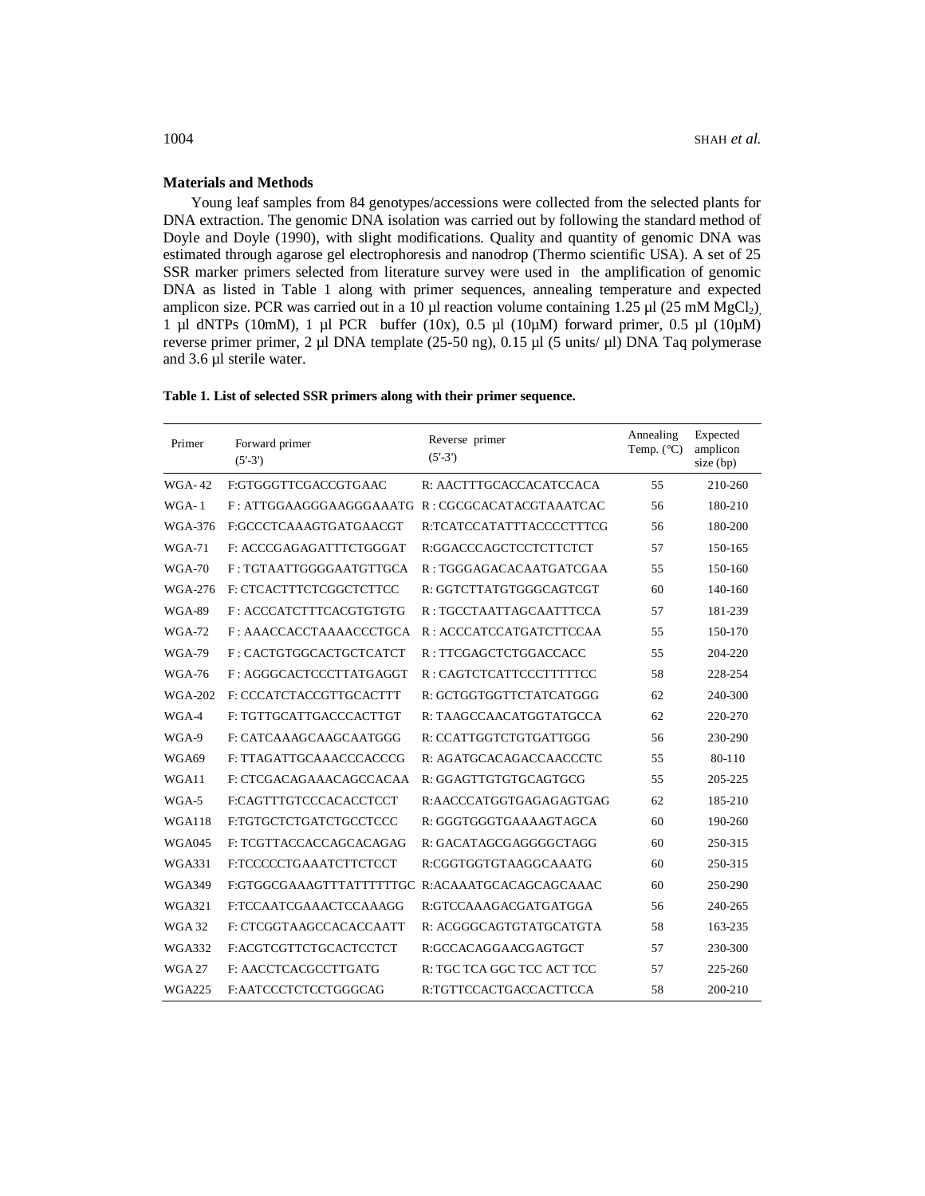## Materials and Methods

Young leaf samples from 84 genotypes/accessions were collected from the selected plants for DNA extraction. The genomic DNA isolation was carried out by following the standard method of Doyle and Doyle (1990), with slight modifications. Quality and quantity of genomic DNA was estimated through agarose gel electrophoresis and nanodrop (Thermo scientific USA). A set of 25 SSR marker primers selected from literature survey were used in the amplification of genomic DNA as listed in Table 1 along with primer sequences, annealing temperature and expected amplicon size. PCR was carried out in a 10 µl reaction volume containing 1.25 µl (25 mM $MgCl_2$), 1 µl dNTPs (10mM), 1 µl PCR buffer (10x), 0.5 µl (10µM) forward primer, 0.5 µl (10µM) reverse primer primer, 2 µl DNA template (25-50 ng), 0.15 µl (5 units/ µl) DNA Taq polymerase and 3.6 µl sterile water.

**Table 1. List of selected SSR primers along with their primer sequence.**

| Primer | Forward primer (5'-3') | Reverse primer (5'-3') | Annealing Temp. (°C) | Expected amplicon size (bp) |
|---|---|---|---|---|
| WGA- 42 | F:GTGGGTTCGACCGTGAAC | R: AACTTTGCACCACATCCACA | 55 | 210-260 |
| WGA- 1 | F : ATTGGAAGGGAAGGGAAATG | R : CGCGCACATACGTAAATCAC | 56 | 180-210 |
| WGA-376 | F:GCCCTCAAAGTGATGAACGT | R:TCATCCATATTTACCCCTTTCG | 56 | 180-200 |
| WGA-71 | F: ACCCGAGAGATTTCTGGGAT | R:GGACCCAGCTCCTCTTCTCT | 57 | 150-165 |
| WGA-70 | F : TGTAATTGGGGAATGTTGCA | R : TGGGAGACACAATGATCGAA | 55 | 150-160 |
| WGA-276 | F: CTCACTTTCTCGGCTCTTCC | R: GGTCTTATGTGGGCAGTCGT | 60 | 140-160 |
| WGA-89 | F : ACCCATCTTTCACGTGTGTG | R : TGCCTAATTAGCAATTTCCA | 57 | 181-239 |
| WGA-72 | F : AAACCACCTAAAACCCTGCA | R : ACCCATCCATGATCTTCCAA | 55 | 150-170 |
| WGA-79 | F : CACTGTGGCACTGCTCATCT | R : TTCGAGCTCTGGACCACC | 55 | 204-220 |
| WGA-76 | F : AGGGCACTCCCTTATGAGGT | R : CAGTCTCATTCCCTTTTTCC | 58 | 228-254 |
| WGA-202 | F: CCCATCTACCGTTGCACTTT | R: GCTGGTGGTTCTATCATGGG | 62 | 240-300 |
| WGA-4 | F: TGTTGCATTGACCCACTTGT | R: TAAGCCAACATGGTATGCCA | 62 | 220-270 |
| WGA-9 | F: CATCAAAGCAAGCAATGGG | R: CCATTGGTCTGTGATTGGG | 56 | 230-290 |
| WGA69 | F: TTAGATTGCAAACCCACCCG | R: AGATGCACAGACCAACCCTC | 55 | 80-110 |
| WGA11 | F: CTCGACAGAAACAGCCACAA | R: GGAGTTGTGTGCAGTGCG | 55 | 205-225 |
| WGA-5 | F:CAGTTTGTCCCACACCTCCT | R:AACCCATGGTGAGAGAGTGAG | 62 | 185-210 |
| WGA118 | F:TGTGCTCTGATCTGCCTCCC | R: GGGTGGGTGAAAAGTAGCA | 60 | 190-260 |
| WGA045 | F: TCGTTACCACCAGCACAGAG | R: GACATAGCGAGGGGCTAGG | 60 | 250-315 |
| WGA331 | F:TCCCCCTGAAATCTTCTCCT | R:CGGTGGTGTAAGGCAAATG | 60 | 250-315 |
| WGA349 | F:GTGGCGAAAGTTTATTTTTTGC | R:ACAAATGCACAGCAGCAAAC | 60 | 250-290 |
| WGA321 | F:TCCAATCGAAACTCCAAAGG | R:GTCCAAAGACGATGATGGA | 56 | 240-265 |
| WGA 32 | F: CTCGGTAAGCCACACCAATT | R: ACGGGCAGTGTATGCATGTA | 58 | 163-235 |
| WGA332 | F:ACGTCGTTCTGCACTCCTCT | R:GCCACAGGAACGAGTGCT | 57 | 230-300 |
| WGA 27 | F: AACCTCACGCCTTGATG | R: TGC TCA GGC TCC ACT TCC | 57 | 225-260 |
| WGA225 | F:AATCCCTCTCCTGGGCAG | R:TGTTCCACTGACCACTTCCA | 58 | 200-210 |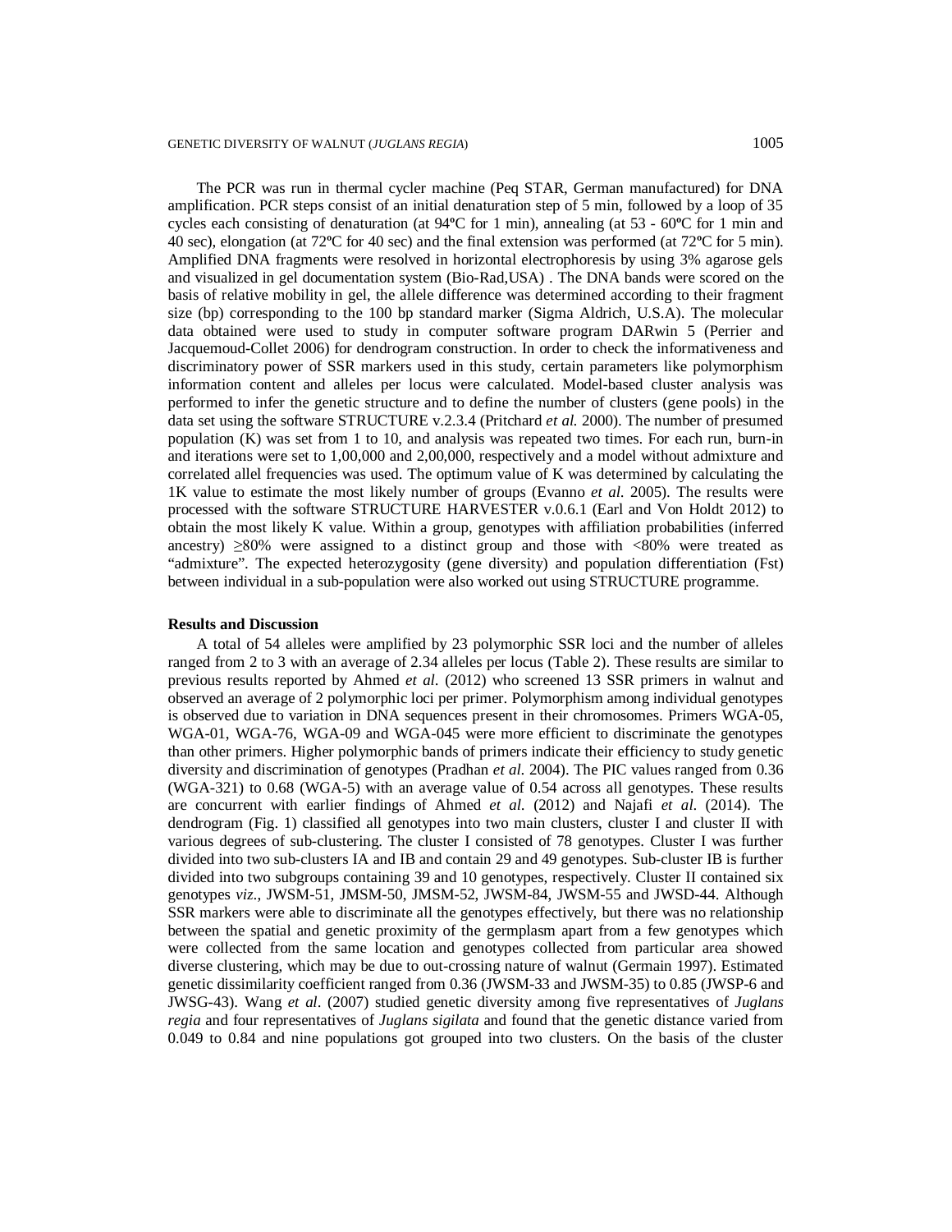The PCR was run in thermal cycler machine (Peq STAR, German manufactured) for DNA amplification. PCR steps consist of an initial denaturation step of 5 min, followed by a loop of 35 cycles each consisting of denaturation (at 94ºC for 1 min), annealing (at 53 - 60ºC for 1 min and 40 sec), elongation (at 72ºC for 40 sec) and the final extension was performed (at 72ºC for 5 min). Amplified DNA fragments were resolved in horizontal electrophoresis by using 3% agarose gels and visualized in gel documentation system (Bio-Rad,USA) . The DNA bands were scored on the basis of relative mobility in gel, the allele difference was determined according to their fragment size (bp) corresponding to the 100 bp standard marker (Sigma Aldrich, U.S.A). The molecular data obtained were used to study in computer software program DARwin 5 (Perrier and Jacquemoud-Collet 2006) for dendrogram construction. In order to check the informativeness and discriminatory power of SSR markers used in this study, certain parameters like polymorphism information content and alleles per locus were calculated. Model-based cluster analysis was performed to infer the genetic structure and to define the number of clusters (gene pools) in the data set using the software STRUCTURE v.2.3.4 (Pritchard *et al.* 2000). The number of presumed population (K) was set from 1 to 10, and analysis was repeated two times. For each run, burn-in and iterations were set to 1,00,000 and 2,00,000, respectively and a model without admixture and correlated allel frequencies was used. The optimum value of K was determined by calculating the 1K value to estimate the most likely number of groups (Evanno *et al.* 2005). The results were processed with the software STRUCTURE HARVESTER v.0.6.1 (Earl and Von Holdt 2012) to obtain the most likely K value. Within a group, genotypes with affiliation probabilities (inferred ancestry) $\geq$80% were assigned to a distinct group and those with <80% were treated as "admixture". The expected heterozygosity (gene diversity) and population differentiation (Fst) between individual in a sub-population were also worked out using STRUCTURE programme.

**Results and Discussion**

A total of 54 alleles were amplified by 23 polymorphic SSR loci and the number of alleles ranged from 2 to 3 with an average of 2.34 alleles per locus (Table 2). These results are similar to previous results reported by Ahmed *et al*. (2012) who screened 13 SSR primers in walnut and observed an average of 2 polymorphic loci per primer. Polymorphism among individual genotypes is observed due to variation in DNA sequences present in their chromosomes. Primers WGA-05, WGA-01, WGA-76, WGA-09 and WGA-045 were more efficient to discriminate the genotypes than other primers. Higher polymorphic bands of primers indicate their efficiency to study genetic diversity and discrimination of genotypes (Pradhan *et al.* 2004). The PIC values ranged from 0.36 (WGA-321) to 0.68 (WGA-5) with an average value of 0.54 across all genotypes. These results are concurrent with earlier findings of Ahmed *et al.* (2012) and Najafi *et al.* (2014). The dendrogram (Fig. 1) classified all genotypes into two main clusters, cluster I and cluster II with various degrees of sub-clustering. The cluster I consisted of 78 genotypes. Cluster I was further divided into two sub-clusters IA and IB and contain 29 and 49 genotypes. Sub-cluster IB is further divided into two subgroups containing 39 and 10 genotypes, respectively. Cluster II contained six genotypes *viz*., JWSM-51, JMSM-50, JMSM-52, JWSM-84, JWSM-55 and JWSD-44. Although SSR markers were able to discriminate all the genotypes effectively, but there was no relationship between the spatial and genetic proximity of the germplasm apart from a few genotypes which were collected from the same location and genotypes collected from particular area showed diverse clustering, which may be due to out-crossing nature of walnut (Germain 1997). Estimated genetic dissimilarity coefficient ranged from 0.36 (JWSM-33 and JWSM-35) to 0.85 (JWSP-6 and JWSG-43). Wang *et al*. (2007) studied genetic diversity among five representatives of *Juglans regia* and four representatives of *Juglans sigilata* and found that the genetic distance varied from 0.049 to 0.84 and nine populations got grouped into two clusters. On the basis of the cluster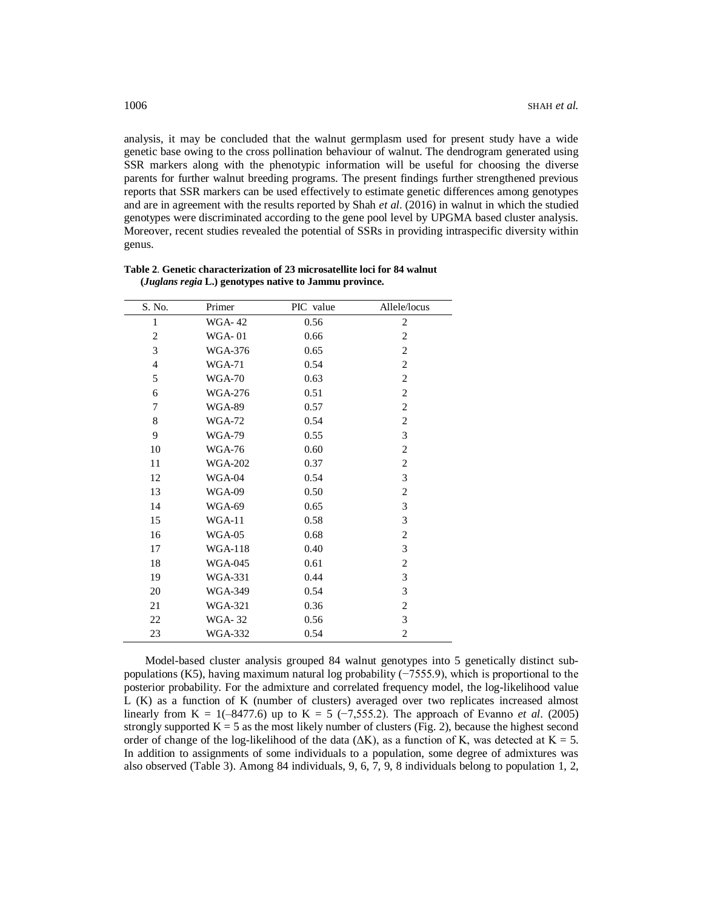analysis, it may be concluded that the walnut germplasm used for present study have a wide genetic base owing to the cross pollination behaviour of walnut. The dendrogram generated using SSR markers along with the phenotypic information will be useful for choosing the diverse parents for further walnut breeding programs. The present findings further strengthened previous reports that SSR markers can be used effectively to estimate genetic differences among genotypes and are in agreement with the results reported by Shah *et al*. (2016) in walnut in which the studied genotypes were discriminated according to the gene pool level by UPGMA based cluster analysis. Moreover, recent studies revealed the potential of SSRs in providing intraspecific diversity within genus.

**Table 2**. **Genetic characterization of 23 microsatellite loci for 84 walnut (*Juglans regia* L.) genotypes native to Jammu province.**

| S. No. | Primer | PIC value | Allele/locus |
|---|---|---|---|
| 1 | WGA- 42 | 0.56 | 2 |
| 2 | WGA- 01 | 0.66 | 2 |
| 3 | WGA-376 | 0.65 | 2 |
| 4 | WGA-71 | 0.54 | 2 |
| 5 | WGA-70 | 0.63 | 2 |
| 6 | WGA-276 | 0.51 | 2 |
| 7 | WGA-89 | 0.57 | 2 |
| 8 | WGA-72 | 0.54 | 2 |
| 9 | WGA-79 | 0.55 | 3 |
| 10 | WGA-76 | 0.60 | 2 |
| 11 | WGA-202 | 0.37 | 2 |
| 12 | WGA-04 | 0.54 | 3 |
| 13 | WGA-09 | 0.50 | 2 |
| 14 | WGA-69 | 0.65 | 3 |
| 15 | WGA-11 | 0.58 | 3 |
| 16 | WGA-05 | 0.68 | 2 |
| 17 | WGA-118 | 0.40 | 3 |
| 18 | WGA-045 | 0.61 | 2 |
| 19 | WGA-331 | 0.44 | 3 |
| 20 | WGA-349 | 0.54 | 3 |
| 21 | WGA-321 | 0.36 | 2 |
| 22 | WGA- 32 | 0.56 | 3 |
| 23 | WGA-332 | 0.54 | 2 |

Model-based cluster analysis grouped 84 walnut genotypes into 5 genetically distinct sub-populations (K5), having maximum natural log probability (−7555.9), which is proportional to the posterior probability. For the admixture and correlated frequency model, the log-likelihood value L (K) as a function of K (number of clusters) averaged over two replicates increased almost linearly from K = 1(–8477.6) up to K = 5 (−7,555.2). The approach of Evanno *et al*. (2005) strongly supported K = 5 as the most likely number of clusters (Fig. 2), because the highest second order of change of the log-likelihood of the data (ΔK), as a function of K, was detected at K = 5. In addition to assignments of some individuals to a population, some degree of admixtures was also observed (Table 3). Among 84 individuals, 9, 6, 7, 9, 8 individuals belong to population 1, 2,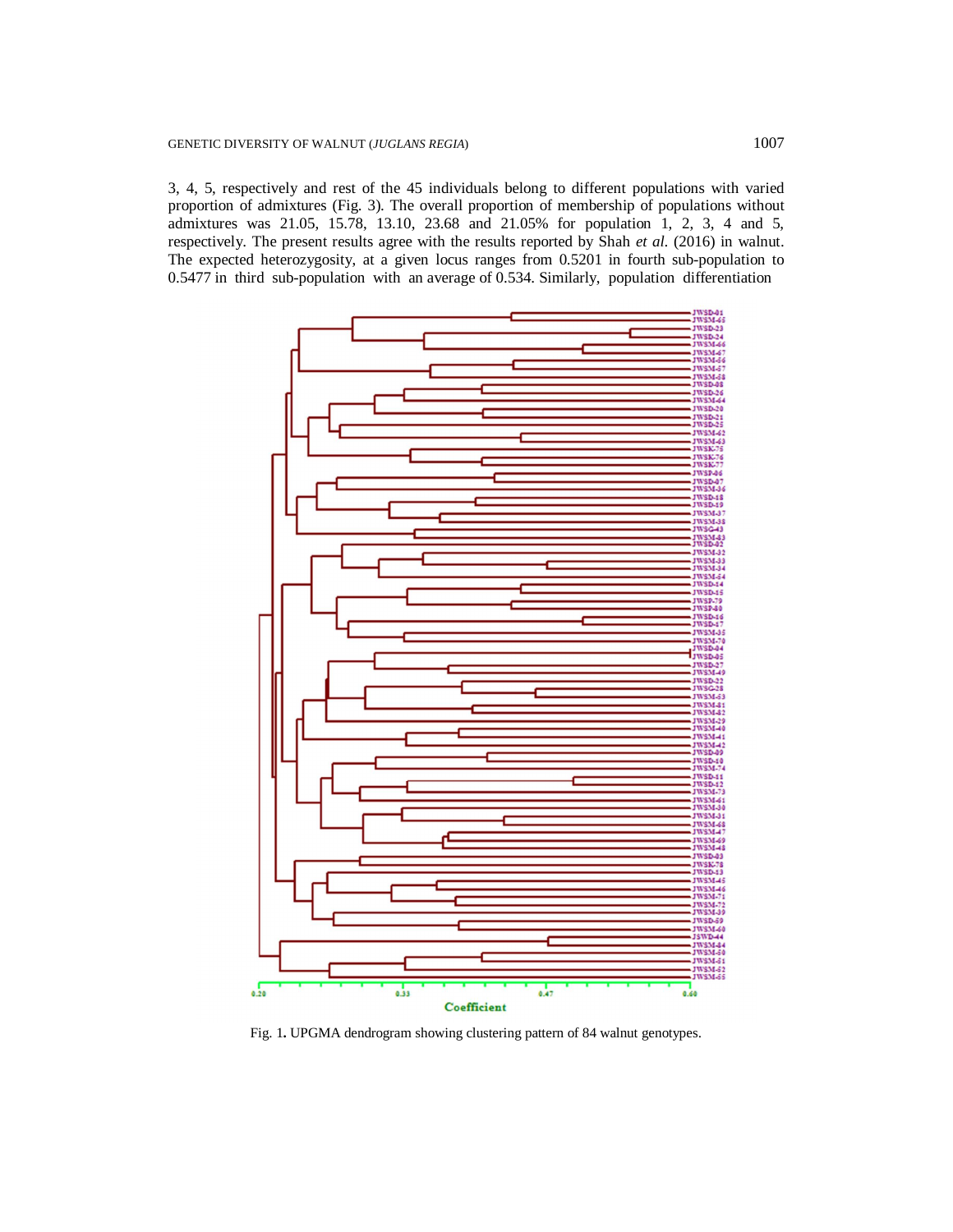3, 4, 5, respectively and rest of the 45 individuals belong to different populations with varied proportion of admixtures (Fig. 3). The overall proportion of membership of populations without admixtures was 21.05, 15.78, 13.10, 23.68 and 21.05% for population 1, 2, 3, 4 and 5, respectively. The present results agree with the results reported by Shah *et al.* (2016) in walnut. The expected heterozygosity, at a given locus ranges from 0.5201 in fourth sub-population to 0.5477 in third sub-population with an average of 0.534. Similarly, population differentiation

Fig. 1**.** UPGMA dendrogram showing clustering pattern of 84 walnut genotypes.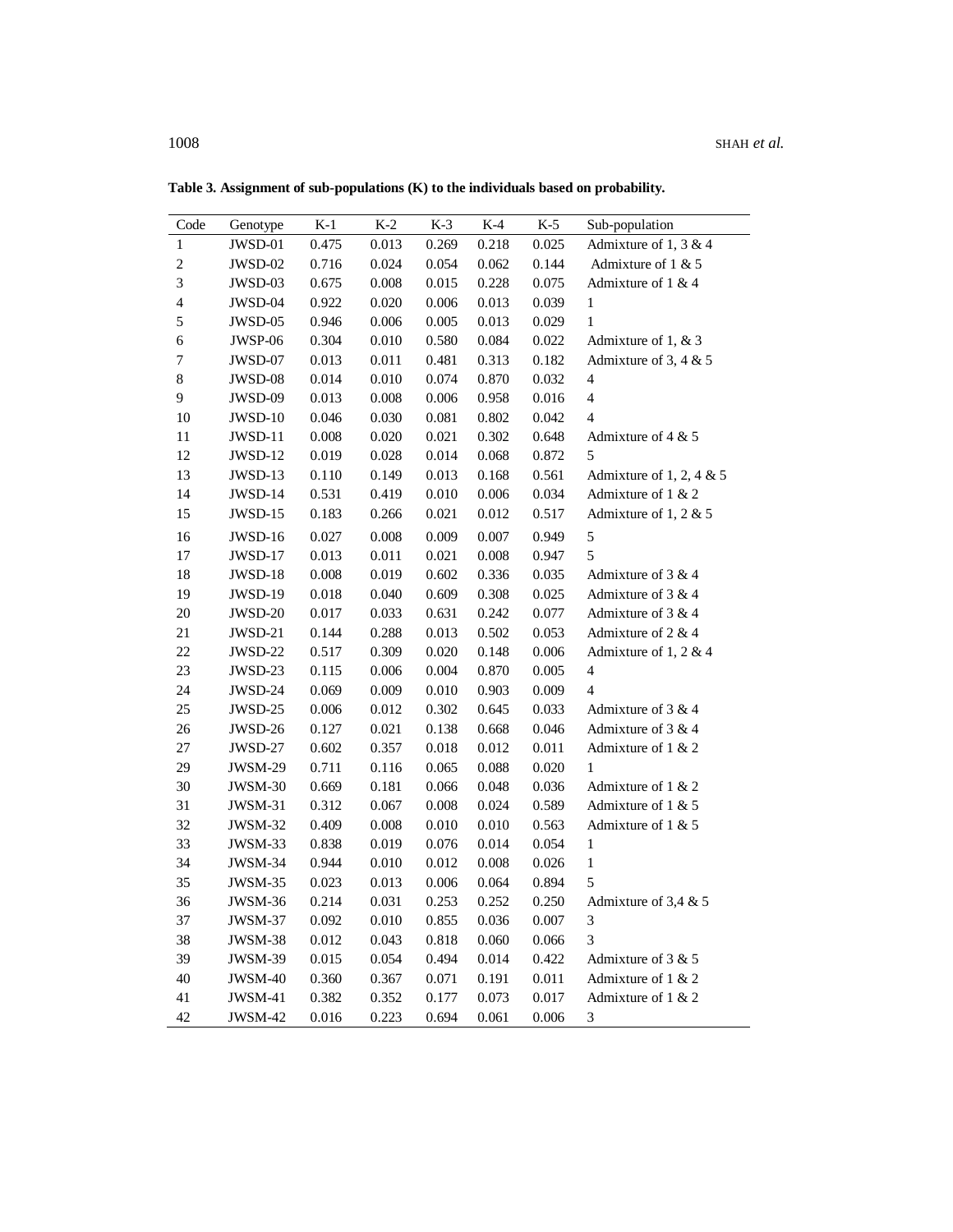**Table 3. Assignment of sub-populations (K) to the individuals based on probability.**

| Code | Genotype | K-1 | K-2 | K-3 | K-4 | K-5 | Sub-population |
|---|---|---|---|---|---|---|---|
| 1 | JWSD-01 | 0.475 | 0.013 | 0.269 | 0.218 | 0.025 | Admixture of 1, 3 & 4 |
| 2 | JWSD-02 | 0.716 | 0.024 | 0.054 | 0.062 | 0.144 | Admixture of 1 & 5 |
| 3 | JWSD-03 | 0.675 | 0.008 | 0.015 | 0.228 | 0.075 | Admixture of 1 & 4 |
| 4 | JWSD-04 | 0.922 | 0.020 | 0.006 | 0.013 | 0.039 | 1 |
| 5 | JWSD-05 | 0.946 | 0.006 | 0.005 | 0.013 | 0.029 | 1 |
| 6 | JWSP-06 | 0.304 | 0.010 | 0.580 | 0.084 | 0.022 | Admixture of 1, & 3 |
| 7 | JWSD-07 | 0.013 | 0.011 | 0.481 | 0.313 | 0.182 | Admixture of 3, 4 & 5 |
| 8 | JWSD-08 | 0.014 | 0.010 | 0.074 | 0.870 | 0.032 | 4 |
| 9 | JWSD-09 | 0.013 | 0.008 | 0.006 | 0.958 | 0.016 | 4 |
| 10 | JWSD-10 | 0.046 | 0.030 | 0.081 | 0.802 | 0.042 | 4 |
| 11 | JWSD-11 | 0.008 | 0.020 | 0.021 | 0.302 | 0.648 | Admixture of 4 & 5 |
| 12 | JWSD-12 | 0.019 | 0.028 | 0.014 | 0.068 | 0.872 | 5 |
| 13 | JWSD-13 | 0.110 | 0.149 | 0.013 | 0.168 | 0.561 | Admixture of 1, 2, 4 & 5 |
| 14 | JWSD-14 | 0.531 | 0.419 | 0.010 | 0.006 | 0.034 | Admixture of 1 & 2 |
| 15 | JWSD-15 | 0.183 | 0.266 | 0.021 | 0.012 | 0.517 | Admixture of 1, 2 & 5 |
| 16 | JWSD-16 | 0.027 | 0.008 | 0.009 | 0.007 | 0.949 | 5 |
| 17 | JWSD-17 | 0.013 | 0.011 | 0.021 | 0.008 | 0.947 | 5 |
| 18 | JWSD-18 | 0.008 | 0.019 | 0.602 | 0.336 | 0.035 | Admixture of 3 & 4 |
| 19 | JWSD-19 | 0.018 | 0.040 | 0.609 | 0.308 | 0.025 | Admixture of 3 & 4 |
| 20 | JWSD-20 | 0.017 | 0.033 | 0.631 | 0.242 | 0.077 | Admixture of 3 & 4 |
| 21 | JWSD-21 | 0.144 | 0.288 | 0.013 | 0.502 | 0.053 | Admixture of 2 & 4 |
| 22 | JWSD-22 | 0.517 | 0.309 | 0.020 | 0.148 | 0.006 | Admixture of 1, 2 & 4 |
| 23 | JWSD-23 | 0.115 | 0.006 | 0.004 | 0.870 | 0.005 | 4 |
| 24 | JWSD-24 | 0.069 | 0.009 | 0.010 | 0.903 | 0.009 | 4 |
| 25 | JWSD-25 | 0.006 | 0.012 | 0.302 | 0.645 | 0.033 | Admixture of 3 & 4 |
| 26 | JWSD-26 | 0.127 | 0.021 | 0.138 | 0.668 | 0.046 | Admixture of 3 & 4 |
| 27 | JWSD-27 | 0.602 | 0.357 | 0.018 | 0.012 | 0.011 | Admixture of 1 & 2 |
| 29 | JWSM-29 | 0.711 | 0.116 | 0.065 | 0.088 | 0.020 | 1 |
| 30 | JWSM-30 | 0.669 | 0.181 | 0.066 | 0.048 | 0.036 | Admixture of 1 & 2 |
| 31 | JWSM-31 | 0.312 | 0.067 | 0.008 | 0.024 | 0.589 | Admixture of 1 & 5 |
| 32 | JWSM-32 | 0.409 | 0.008 | 0.010 | 0.010 | 0.563 | Admixture of 1 & 5 |
| 33 | JWSM-33 | 0.838 | 0.019 | 0.076 | 0.014 | 0.054 | 1 |
| 34 | JWSM-34 | 0.944 | 0.010 | 0.012 | 0.008 | 0.026 | 1 |
| 35 | JWSM-35 | 0.023 | 0.013 | 0.006 | 0.064 | 0.894 | 5 |
| 36 | JWSM-36 | 0.214 | 0.031 | 0.253 | 0.252 | 0.250 | Admixture of 3,4 & 5 |
| 37 | JWSM-37 | 0.092 | 0.010 | 0.855 | 0.036 | 0.007 | 3 |
| 38 | JWSM-38 | 0.012 | 0.043 | 0.818 | 0.060 | 0.066 | 3 |
| 39 | JWSM-39 | 0.015 | 0.054 | 0.494 | 0.014 | 0.422 | Admixture of 3 & 5 |
| 40 | JWSM-40 | 0.360 | 0.367 | 0.071 | 0.191 | 0.011 | Admixture of 1 & 2 |
| 41 | JWSM-41 | 0.382 | 0.352 | 0.177 | 0.073 | 0.017 | Admixture of 1 & 2 |
| 42 | JWSM-42 | 0.016 | 0.223 | 0.694 | 0.061 | 0.006 | 3 |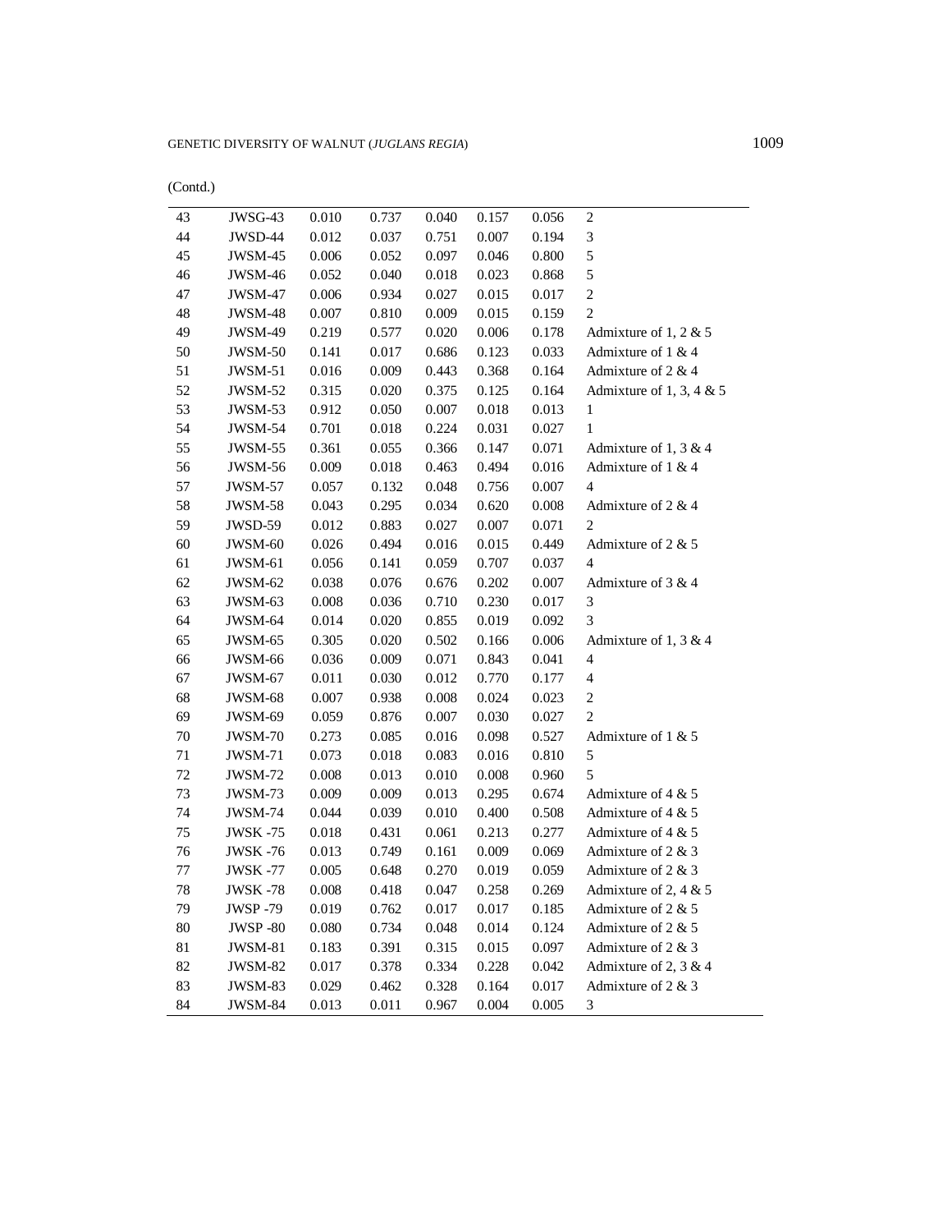(Contd.)

| | | | | | | | |
|---|---|---|---|---|---|---|---|
| 43 | JWSG-43 | 0.010 | 0.737 | 0.040 | 0.157 | 0.056 | 2 |
| 44 | JWSD-44 | 0.012 | 0.037 | 0.751 | 0.007 | 0.194 | 3 |
| 45 | JWSM-45 | 0.006 | 0.052 | 0.097 | 0.046 | 0.800 | 5 |
| 46 | JWSM-46 | 0.052 | 0.040 | 0.018 | 0.023 | 0.868 | 5 |
| 47 | JWSM-47 | 0.006 | 0.934 | 0.027 | 0.015 | 0.017 | 2 |
| 48 | JWSM-48 | 0.007 | 0.810 | 0.009 | 0.015 | 0.159 | 2 |
| 49 | JWSM-49 | 0.219 | 0.577 | 0.020 | 0.006 | 0.178 | Admixture of 1, 2 & 5 |
| 50 | JWSM-50 | 0.141 | 0.017 | 0.686 | 0.123 | 0.033 | Admixture of 1 & 4 |
| 51 | JWSM-51 | 0.016 | 0.009 | 0.443 | 0.368 | 0.164 | Admixture of 2 & 4 |
| 52 | JWSM-52 | 0.315 | 0.020 | 0.375 | 0.125 | 0.164 | Admixture of 1, 3, 4 & 5 |
| 53 | JWSM-53 | 0.912 | 0.050 | 0.007 | 0.018 | 0.013 | 1 |
| 54 | JWSM-54 | 0.701 | 0.018 | 0.224 | 0.031 | 0.027 | 1 |
| 55 | JWSM-55 | 0.361 | 0.055 | 0.366 | 0.147 | 0.071 | Admixture of 1, 3 & 4 |
| 56 | JWSM-56 | 0.009 | 0.018 | 0.463 | 0.494 | 0.016 | Admixture of 1 & 4 |
| 57 | JWSM-57 | 0.057 | 0.132 | 0.048 | 0.756 | 0.007 | 4 |
| 58 | JWSM-58 | 0.043 | 0.295 | 0.034 | 0.620 | 0.008 | Admixture of 2 & 4 |
| 59 | JWSD-59 | 0.012 | 0.883 | 0.027 | 0.007 | 0.071 | 2 |
| 60 | JWSM-60 | 0.026 | 0.494 | 0.016 | 0.015 | 0.449 | Admixture of 2 & 5 |
| 61 | JWSM-61 | 0.056 | 0.141 | 0.059 | 0.707 | 0.037 | 4 |
| 62 | JWSM-62 | 0.038 | 0.076 | 0.676 | 0.202 | 0.007 | Admixture of 3 & 4 |
| 63 | JWSM-63 | 0.008 | 0.036 | 0.710 | 0.230 | 0.017 | 3 |
| 64 | JWSM-64 | 0.014 | 0.020 | 0.855 | 0.019 | 0.092 | 3 |
| 65 | JWSM-65 | 0.305 | 0.020 | 0.502 | 0.166 | 0.006 | Admixture of 1, 3 & 4 |
| 66 | JWSM-66 | 0.036 | 0.009 | 0.071 | 0.843 | 0.041 | 4 |
| 67 | JWSM-67 | 0.011 | 0.030 | 0.012 | 0.770 | 0.177 | 4 |
| 68 | JWSM-68 | 0.007 | 0.938 | 0.008 | 0.024 | 0.023 | 2 |
| 69 | JWSM-69 | 0.059 | 0.876 | 0.007 | 0.030 | 0.027 | 2 |
| 70 | JWSM-70 | 0.273 | 0.085 | 0.016 | 0.098 | 0.527 | Admixture of 1 & 5 |
| 71 | JWSM-71 | 0.073 | 0.018 | 0.083 | 0.016 | 0.810 | 5 |
| 72 | JWSM-72 | 0.008 | 0.013 | 0.010 | 0.008 | 0.960 | 5 |
| 73 | JWSM-73 | 0.009 | 0.009 | 0.013 | 0.295 | 0.674 | Admixture of 4 & 5 |
| 74 | JWSM-74 | 0.044 | 0.039 | 0.010 | 0.400 | 0.508 | Admixture of 4 & 5 |
| 75 | JWSK -75 | 0.018 | 0.431 | 0.061 | 0.213 | 0.277 | Admixture of 4 & 5 |
| 76 | JWSK -76 | 0.013 | 0.749 | 0.161 | 0.009 | 0.069 | Admixture of 2 & 3 |
| 77 | JWSK -77 | 0.005 | 0.648 | 0.270 | 0.019 | 0.059 | Admixture of 2 & 3 |
| 78 | JWSK -78 | 0.008 | 0.418 | 0.047 | 0.258 | 0.269 | Admixture of 2, 4 & 5 |
| 79 | JWSP -79 | 0.019 | 0.762 | 0.017 | 0.017 | 0.185 | Admixture of 2 & 5 |
| 80 | JWSP -80 | 0.080 | 0.734 | 0.048 | 0.014 | 0.124 | Admixture of 2 & 5 |
| 81 | JWSM-81 | 0.183 | 0.391 | 0.315 | 0.015 | 0.097 | Admixture of 2 & 3 |
| 82 | JWSM-82 | 0.017 | 0.378 | 0.334 | 0.228 | 0.042 | Admixture of 2, 3 & 4 |
| 83 | JWSM-83 | 0.029 | 0.462 | 0.328 | 0.164 | 0.017 | Admixture of 2 & 3 |
| 84 | JWSM-84 | 0.013 | 0.011 | 0.967 | 0.004 | 0.005 | 3 |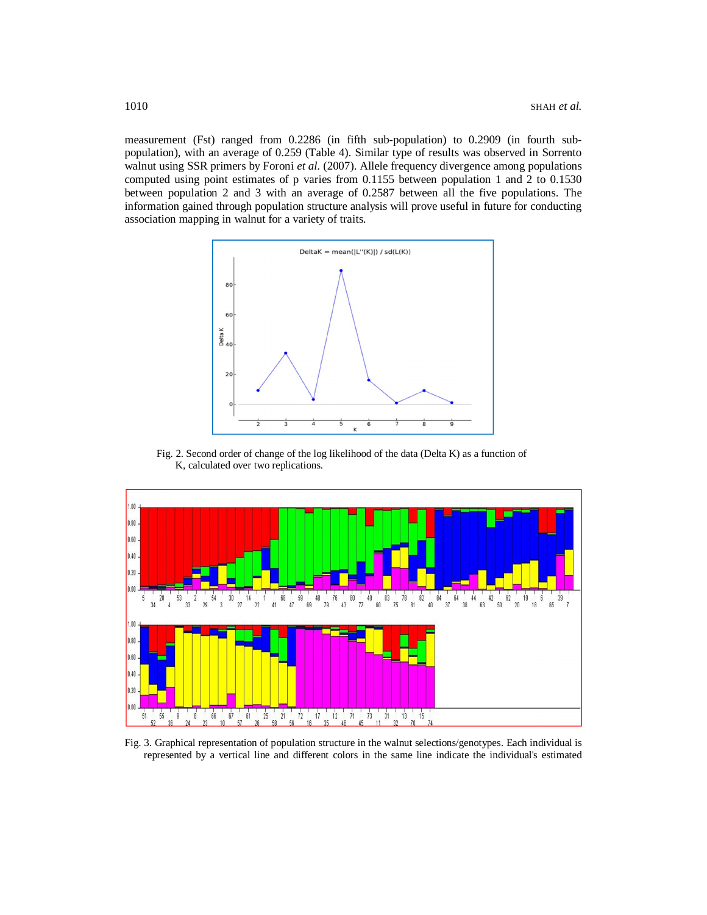measurement (Fst) ranged from 0.2286 (in fifth sub-population) to 0.2909 (in fourth sub-population), with an average of 0.259 (Table 4). Similar type of results was observed in Sorrento walnut using SSR primers by Foroni *et al.* (2007). Allele frequency divergence among populations computed using point estimates of p varies from 0.1155 between population 1 and 2 to 0.1530 between population 2 and 3 with an average of 0.2587 between all the five populations. The information gained through population structure analysis will prove useful in future for conducting association mapping in walnut for a variety of traits.

Fig. 2. Second order of change of the log likelihood of the data (Delta K) as a function of K, calculated over two replications.

Fig. 3. Graphical representation of population structure in the walnut selections/genotypes. Each individual is represented by a vertical line and different colors in the same line indicate the individual's estimated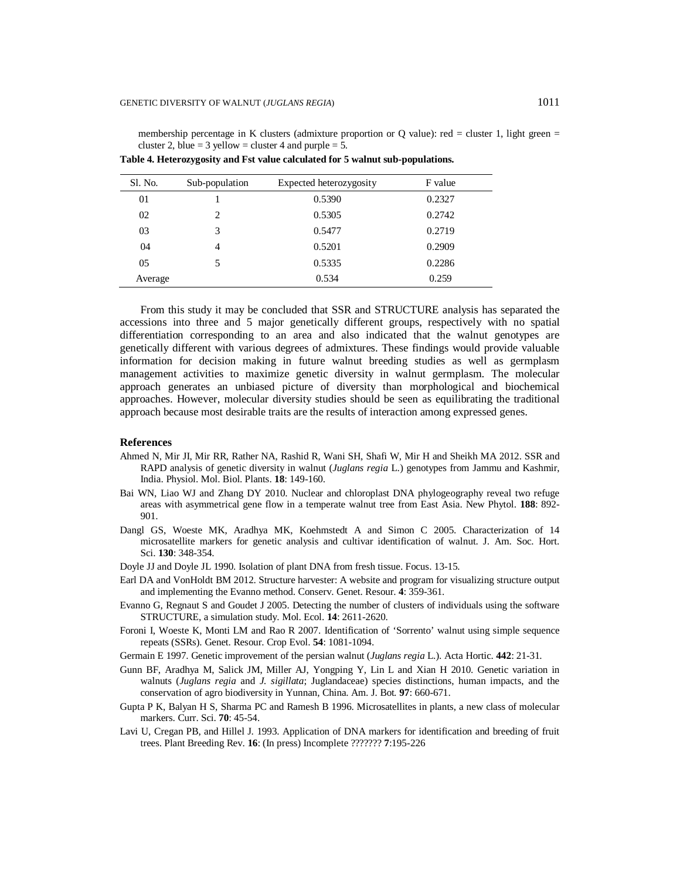membership percentage in K clusters (admixture proportion or Q value): red = cluster 1, light green = cluster 2, blue = 3 yellow = cluster 4 and purple = 5.

**Table 4. Heterozygosity and Fst value calculated for 5 walnut sub-populations.**

| Sl. No. | Sub-population | Expected heterozygosity | F value |
|---|---|---|---|
| 01 | 1 | 0.5390 | 0.2327 |
| 02 | 2 | 0.5305 | 0.2742 |
| 03 | 3 | 0.5477 | 0.2719 |
| 04 | 4 | 0.5201 | 0.2909 |
| 05 | 5 | 0.5335 | 0.2286 |
| Average | | 0.534 | 0.259 |

From this study it may be concluded that SSR and STRUCTURE analysis has separated the accessions into three and 5 major genetically different groups, respectively with no spatial differentiation corresponding to an area and also indicated that the walnut genotypes are genetically different with various degrees of admixtures. These findings would provide valuable information for decision making in future walnut breeding studies as well as germplasm management activities to maximize genetic diversity in walnut germplasm. The molecular approach generates an unbiased picture of diversity than morphological and biochemical approaches. However, molecular diversity studies should be seen as equilibrating the traditional approach because most desirable traits are the results of interaction among expressed genes.

## References

Ahmed N, Mir JI, Mir RR, Rather NA, Rashid R, Wani SH, Shafi W, Mir H and Sheikh MA 2012. SSR and RAPD analysis of genetic diversity in walnut (*Juglans regia* L.) genotypes from Jammu and Kashmir, India. Physiol. Mol. Biol. Plants. **18**: 149-160.

Bai WN, Liao WJ and Zhang DY 2010. Nuclear and chloroplast DNA phylogeography reveal two refuge areas with asymmetrical gene flow in a temperate walnut tree from East Asia. New Phytol. **188**: 892-901.

Dangl GS, Woeste MK, Aradhya MK, Koehmstedt A and Simon C 2005. Characterization of 14 microsatellite markers for genetic analysis and cultivar identification of walnut. J. Am. Soc. Hort. Sci. **130**: 348-354.

Doyle JJ and Doyle JL 1990. Isolation of plant DNA from fresh tissue. Focus. 13-15.

Earl DA and VonHoldt BM 2012. Structure harvester: A website and program for visualizing structure output and implementing the Evanno method. Conserv. Genet. Resour. **4**: 359-361.

Evanno G, Regnaut S and Goudet J 2005. Detecting the number of clusters of individuals using the software STRUCTURE, a simulation study. Mol. Ecol. **14**: 2611-2620.

Foroni I, Woeste K, Monti LM and Rao R 2007. Identification of 'Sorrento' walnut using simple sequence repeats (SSRs). Genet. Resour. Crop Evol. **54**: 1081-1094.

Germain E 1997. Genetic improvement of the persian walnut (*Juglans regia* L.). Acta Hortic. **442**: 21-31.

Gunn BF, Aradhya M, Salick JM, Miller AJ, Yongping Y, Lin L and Xian H 2010. Genetic variation in walnuts (*Juglans regia* and *J. sigillata*; Juglandaceae) species distinctions, human impacts, and the conservation of agro biodiversity in Yunnan, China. Am. J. Bot. **97**: 660-671.

Gupta P K, Balyan H S, Sharma PC and Ramesh B 1996. Microsatellites in plants, a new class of molecular markers. Curr. Sci. **70**: 45-54.

Lavi U, Cregan PB, and Hillel J. 1993. Application of DNA markers for identification and breeding of fruit trees. Plant Breeding Rev. **16**: (In press) Incomplete ??????? **7**:195-226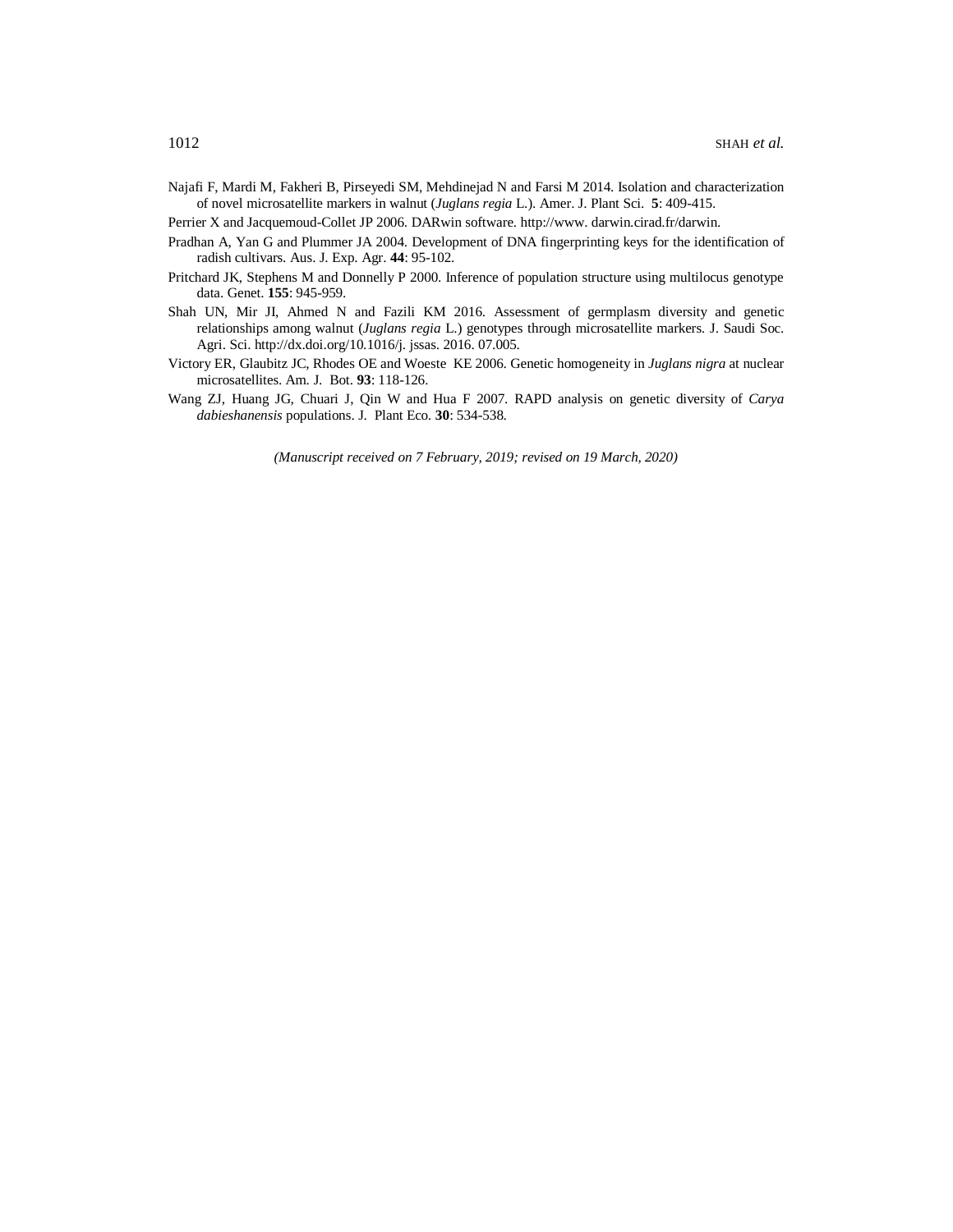Najafi F, Mardi M, Fakheri B, Pirseyedi SM, Mehdinejad N and Farsi M 2014. Isolation and characterization of novel microsatellite markers in walnut (*Juglans regia* L.). Amer. J. Plant Sci. **5**: 409-415.

Perrier X and Jacquemoud-Collet JP 2006. DARwin software. http://www. darwin.cirad.fr/darwin.

Pradhan A, Yan G and Plummer JA 2004. Development of DNA fingerprinting keys for the identification of radish cultivars. Aus. J. Exp. Agr. **44**: 95-102.

Pritchard JK, Stephens M and Donnelly P 2000. Inference of population structure using multilocus genotype data. Genet. **155**: 945-959.

Shah UN, Mir JI, Ahmed N and Fazili KM 2016. Assessment of germplasm diversity and genetic relationships among walnut (*Juglans regia* L.) genotypes through microsatellite markers. J. Saudi Soc. Agri. Sci. http://dx.doi.org/10.1016/j. jssas. 2016. 07.005.

Victory ER, Glaubitz JC, Rhodes OE and Woeste KE 2006. Genetic homogeneity in *Juglans nigra* at nuclear microsatellites. Am. J. Bot. **93**: 118-126.

Wang ZJ, Huang JG, Chuari J, Qin W and Hua F 2007. RAPD analysis on genetic diversity of *Carya dabieshanensis* populations. J. Plant Eco. **30**: 534-538.

*(Manuscript received on 7 February, 2019; revised on 19 March, 2020)*